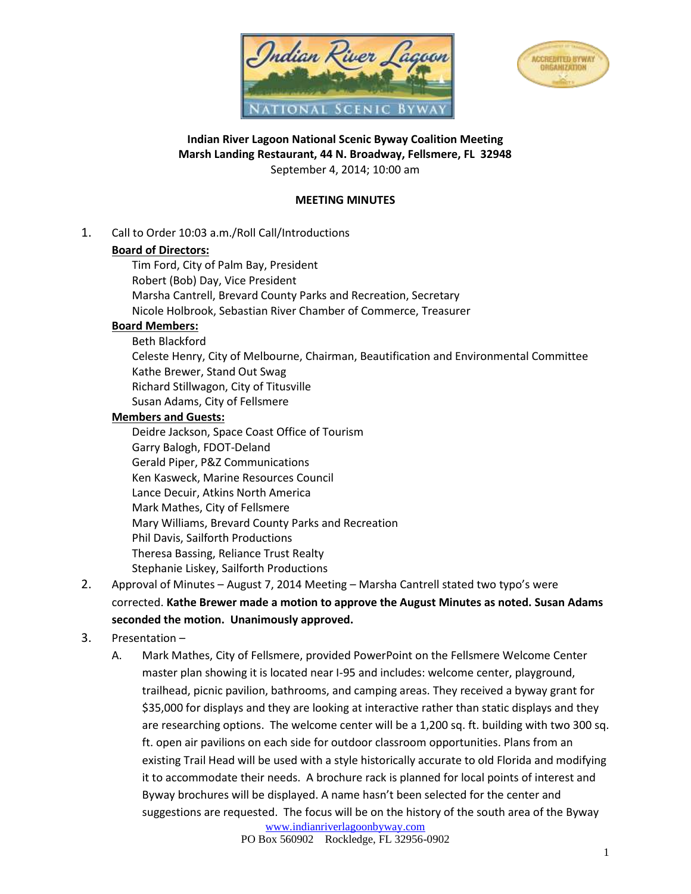**Indian River Lagoon National Scenic Byway Coalition Meeting**
**Marsh Landing Restaurant, 44 N. Broadway, Fellsmere, FL 32948**
September 4, 2014; 10:00 am

**MEETING MINUTES**

1. Call to Order 10:03 a.m./Roll Call/Introductions

   **Board of Directors:**
   Tim Ford, City of Palm Bay, President
   Robert (Bob) Day, Vice President
   Marsha Cantrell, Brevard County Parks and Recreation, Secretary
   Nicole Holbrook, Sebastian River Chamber of Commerce, Treasurer

   **Board Members:**
   Beth Blackford
   Celeste Henry, City of Melbourne, Chairman, Beautification and Environmental Committee
   Kathe Brewer, Stand Out Swag
   Richard Stillwagon, City of Titusville
   Susan Adams, City of Fellsmere

   **Members and Guests:**
   Deidre Jackson, Space Coast Office of Tourism
   Garry Balogh, FDOT-Deland
   Gerald Piper, P&Z Communications
   Ken Kasweck, Marine Resources Council
   Lance Decuir, Atkins North America
   Mark Mathes, City of Fellsmere
   Mary Williams, Brevard County Parks and Recreation
   Phil Davis, Sailforth Productions
   Theresa Bassing, Reliance Trust Realty
   Stephanie Liskey, Sailforth Productions

2. Approval of Minutes – August 7, 2014 Meeting – Marsha Cantrell stated two typo's were corrected. **Kathe Brewer made a motion to approve the August Minutes as noted. Susan Adams seconded the motion. Unanimously approved.**

3. Presentation –

   A. Mark Mathes, City of Fellsmere, provided PowerPoint on the Fellsmere Welcome Center master plan showing it is located near I-95 and includes: welcome center, playground, trailhead, picnic pavilion, bathrooms, and camping areas. They received a byway grant for $35,000 for displays and they are looking at interactive rather than static displays and they are researching options. The welcome center will be a 1,200 sq. ft. building with two 300 sq. ft. open air pavilions on each side for outdoor classroom opportunities. Plans from an existing Trail Head will be used with a style historically accurate to old Florida and modifying it to accommodate their needs. A brochure rack is planned for local points of interest and Byway brochures will be displayed. A name hasn't been selected for the center and suggestions are requested. The focus will be on the history of the south area of the Byway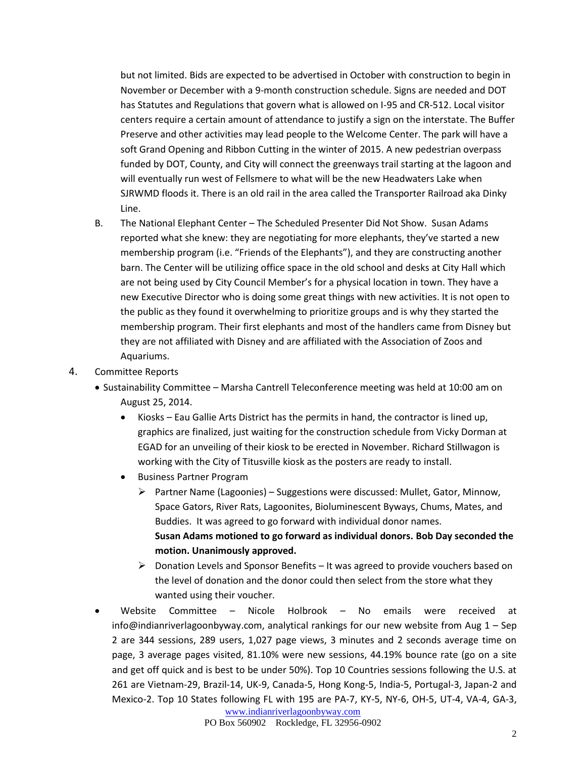but not limited. Bids are expected to be advertised in October with construction to begin in November or December with a 9-month construction schedule. Signs are needed and DOT has Statutes and Regulations that govern what is allowed on I-95 and CR-512. Local visitor centers require a certain amount of attendance to justify a sign on the interstate. The Buffer Preserve and other activities may lead people to the Welcome Center. The park will have a soft Grand Opening and Ribbon Cutting in the winter of 2015. A new pedestrian overpass funded by DOT, County, and City will connect the greenways trail starting at the lagoon and will eventually run west of Fellsmere to what will be the new Headwaters Lake when SJRWMD floods it. There is an old rail in the area called the Transporter Railroad aka Dinky Line.

B. The National Elephant Center – The Scheduled Presenter Did Not Show. Susan Adams reported what she knew: they are negotiating for more elephants, they've started a new membership program (i.e. "Friends of the Elephants"), and they are constructing another barn. The Center will be utilizing office space in the old school and desks at City Hall which are not being used by City Council Member's for a physical location in town. They have a new Executive Director who is doing some great things with new activities. It is not open to the public as they found it overwhelming to prioritize groups and is why they started the membership program. Their first elephants and most of the handlers came from Disney but they are not affiliated with Disney and are affiliated with the Association of Zoos and Aquariums.

4. Committee Reports

- Sustainability Committee – Marsha Cantrell Teleconference meeting was held at 10:00 am on August 25, 2014.
  - Kiosks – Eau Gallie Arts District has the permits in hand, the contractor is lined up, graphics are finalized, just waiting for the construction schedule from Vicky Dorman at EGAD for an unveiling of their kiosk to be erected in November. Richard Stillwagon is working with the City of Titusville kiosk as the posters are ready to install.
  - Business Partner Program
    - Partner Name (Lagoonies) – Suggestions were discussed: Mullet, Gator, Minnow, Space Gators, River Rats, Lagoonites, Bioluminescent Byways, Chums, Mates, and Buddies. It was agreed to go forward with individual donor names. **Susan Adams motioned to go forward as individual donors. Bob Day seconded the motion. Unanimously approved.**
    - Donation Levels and Sponsor Benefits – It was agreed to provide vouchers based on the level of donation and the donor could then select from the store what they wanted using their voucher.
- Website Committee – Nicole Holbrook – No emails were received at info@indianriverlagoonbyway.com, analytical rankings for our new website from Aug 1 – Sep 2 are 344 sessions, 289 users, 1,027 page views, 3 minutes and 2 seconds average time on page, 3 average pages visited, 81.10% were new sessions, 44.19% bounce rate (go on a site and get off quick and is best to be under 50%). Top 10 Countries sessions following the U.S. at 261 are Vietnam-29, Brazil-14, UK-9, Canada-5, Hong Kong-5, India-5, Portugal-3, Japan-2 and Mexico-2. Top 10 States following FL with 195 are PA-7, KY-5, NY-6, OH-5, UT-4, VA-4, GA-3,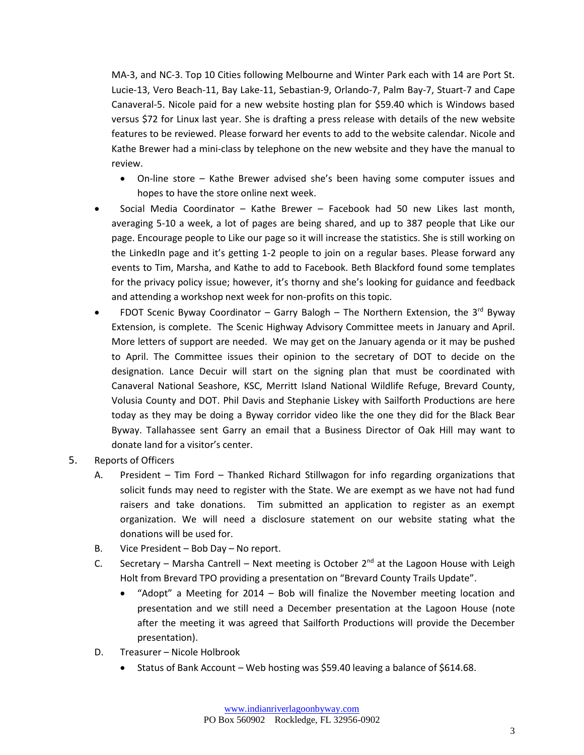MA-3, and NC-3. Top 10 Cities following Melbourne and Winter Park each with 14 are Port St. Lucie-13, Vero Beach-11, Bay Lake-11, Sebastian-9, Orlando-7, Palm Bay-7, Stuart-7 and Cape Canaveral-5. Nicole paid for a new website hosting plan for $59.40 which is Windows based versus $72 for Linux last year. She is drafting a press release with details of the new website features to be reviewed. Please forward her events to add to the website calendar. Nicole and Kathe Brewer had a mini-class by telephone on the new website and they have the manual to review.

  - On-line store – Kathe Brewer advised she's been having some computer issues and hopes to have the store online next week.

- Social Media Coordinator – Kathe Brewer – Facebook had 50 new Likes last month, averaging 5-10 a week, a lot of pages are being shared, and up to 387 people that Like our page. Encourage people to Like our page so it will increase the statistics. She is still working on the LinkedIn page and it's getting 1-2 people to join on a regular bases. Please forward any events to Tim, Marsha, and Kathe to add to Facebook. Beth Blackford found some templates for the privacy policy issue; however, it's thorny and she's looking for guidance and feedback and attending a workshop next week for non-profits on this topic.
- FDOT Scenic Byway Coordinator – Garry Balogh – The Northern Extension, the 3rd Byway Extension, is complete. The Scenic Highway Advisory Committee meets in January and April. More letters of support are needed. We may get on the January agenda or it may be pushed to April. The Committee issues their opinion to the secretary of DOT to decide on the designation. Lance Decuir will start on the signing plan that must be coordinated with Canaveral National Seashore, KSC, Merritt Island National Wildlife Refuge, Brevard County, Volusia County and DOT. Phil Davis and Stephanie Liskey with Sailforth Productions are here today as they may be doing a Byway corridor video like the one they did for the Black Bear Byway. Tallahassee sent Garry an email that a Business Director of Oak Hill may want to donate land for a visitor's center.

5. Reports of Officers

   A. President – Tim Ford – Thanked Richard Stillwagon for info regarding organizations that solicit funds may need to register with the State. We are exempt as we have not had fund raisers and take donations. Tim submitted an application to register as an exempt organization. We will need a disclosure statement on our website stating what the donations will be used for.

   B. Vice President – Bob Day – No report.

   C. Secretary – Marsha Cantrell – Next meeting is October 2nd at the Lagoon House with Leigh Holt from Brevard TPO providing a presentation on "Brevard County Trails Update".

      - "Adopt" a Meeting for 2014 – Bob will finalize the November meeting location and presentation and we still need a December presentation at the Lagoon House (note after the meeting it was agreed that Sailforth Productions will provide the December presentation).

   D. Treasurer – Nicole Holbrook

      - Status of Bank Account – Web hosting was $59.40 leaving a balance of $614.68.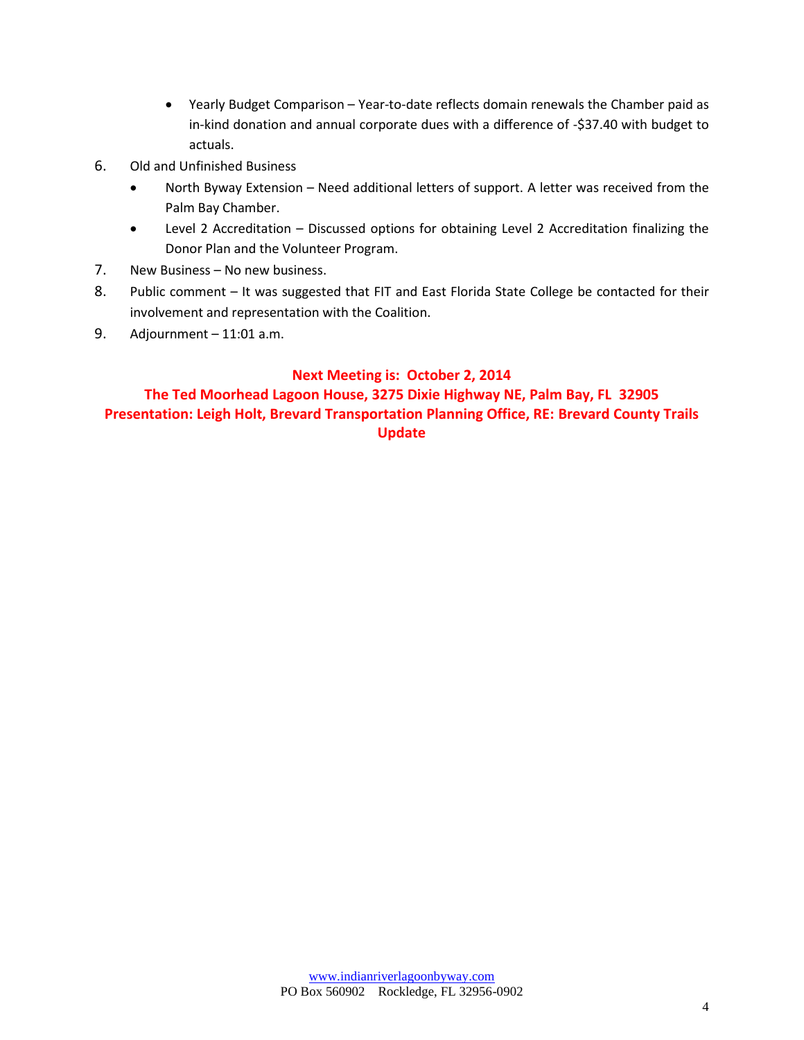- Yearly Budget Comparison – Year-to-date reflects domain renewals the Chamber paid as in-kind donation and annual corporate dues with a difference of -$37.40 with budget to actuals.

6. Old and Unfinished Business
    - North Byway Extension – Need additional letters of support. A letter was received from the Palm Bay Chamber.
    - Level 2 Accreditation – Discussed options for obtaining Level 2 Accreditation finalizing the Donor Plan and the Volunteer Program.
7. New Business – No new business.
8. Public comment – It was suggested that FIT and East Florida State College be contacted for their involvement and representation with the Coalition.
9. Adjournment – 11:01 a.m.

**Next Meeting is: October 2, 2014**
**The Ted Moorhead Lagoon House, 3275 Dixie Highway NE, Palm Bay, FL 32905**
**Presentation: Leigh Holt, Brevard Transportation Planning Office, RE: Brevard County Trails Update**

www.indianriverlagoonbyway.com
PO Box 560902 Rockledge, FL 32956-0902